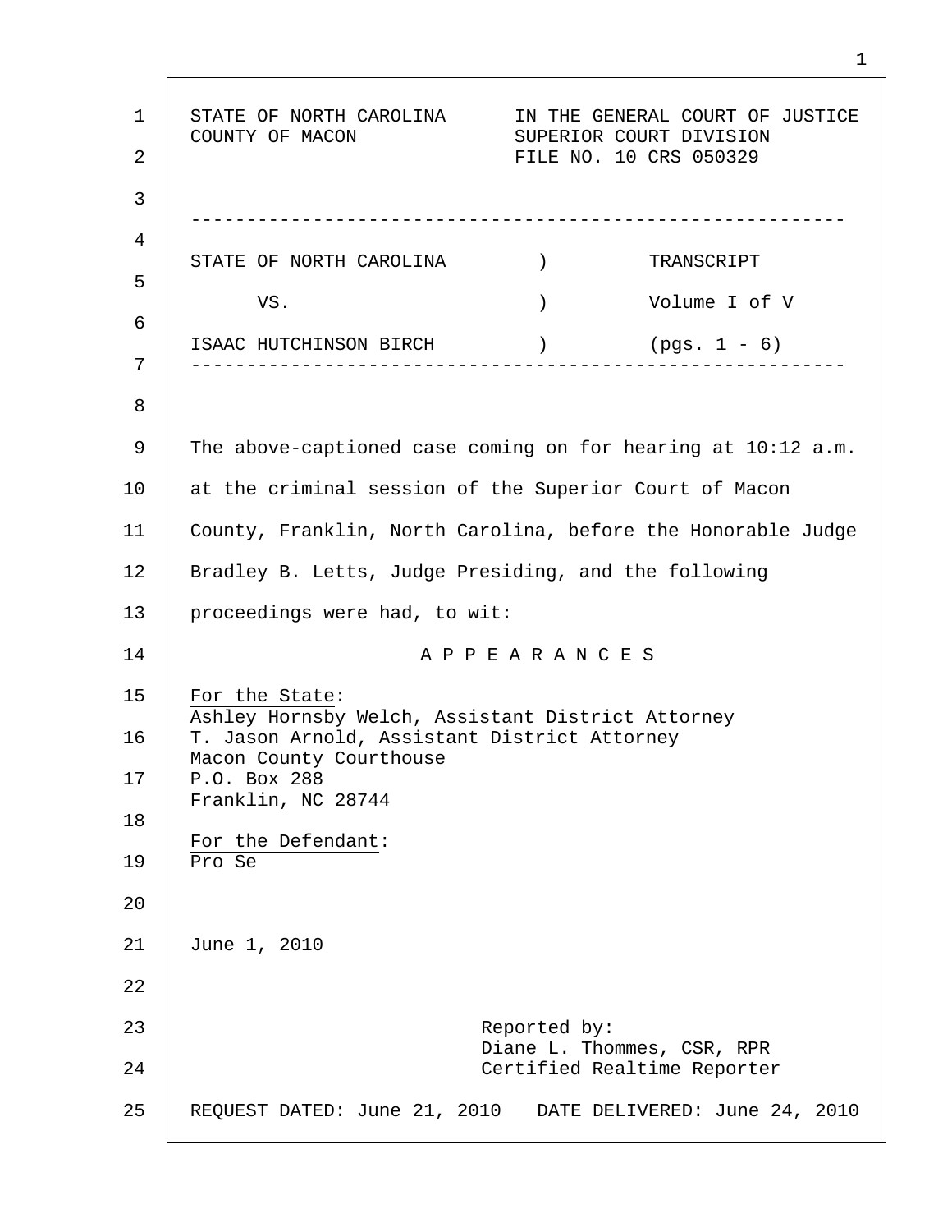STATE OF NORTH CAROLINA — IN THE GENERAL COURT OF JUSTICE
COUNTY OF MACON — SUPERIOR COURT DIVISION
FILE NO. 10 CRS 050329

---

| | | |
|---|---|---|
| STATE OF NORTH CAROLINA | ) | TRANSCRIPT |
| VS. | ) | Volume I of V |
| ISAAC HUTCHINSON BIRCH | ) | (pgs. 1 - 6) |

---

The above-captioned case coming on for hearing at 10:12 a.m. at the criminal session of the Superior Court of Macon County, Franklin, North Carolina, before the Honorable Judge Bradley B. Letts, Judge Presiding, and the following proceedings were had, to wit:

## A P P E A R A N C E S

For the State:
Ashley Hornsby Welch, Assistant District Attorney
T. Jason Arnold, Assistant District Attorney
Macon County Courthouse
P.O. Box 288
Franklin, NC 28744

For the Defendant:
Pro Se

June 1, 2010

Reported by:
Diane L. Thommes, CSR, RPR
Certified Realtime Reporter

REQUEST DATED: June 21, 2010 DATE DELIVERED: June 24, 2010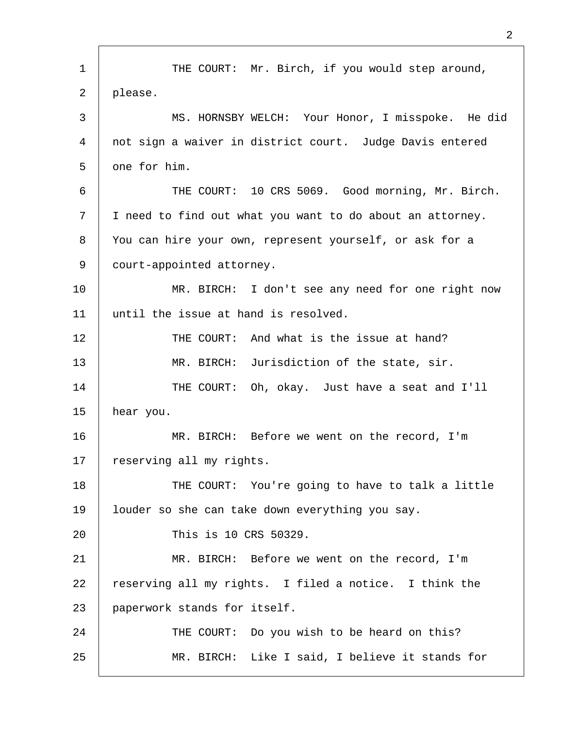THE COURT: Mr. Birch, if you would step around, please.

MS. HORNSBY WELCH: Your Honor, I misspoke. He did not sign a waiver in district court. Judge Davis entered one for him.

THE COURT: 10 CRS 5069. Good morning, Mr. Birch. I need to find out what you want to do about an attorney. You can hire your own, represent yourself, or ask for a court-appointed attorney.

MR. BIRCH: I don't see any need for one right now until the issue at hand is resolved.

THE COURT: And what is the issue at hand?

MR. BIRCH: Jurisdiction of the state, sir.

THE COURT: Oh, okay. Just have a seat and I'll hear you.

MR. BIRCH: Before we went on the record, I'm reserving all my rights.

THE COURT: You're going to have to talk a little louder so she can take down everything you say.

This is 10 CRS 50329.

MR. BIRCH: Before we went on the record, I'm reserving all my rights. I filed a notice. I think the paperwork stands for itself.

THE COURT: Do you wish to be heard on this?

MR. BIRCH: Like I said, I believe it stands for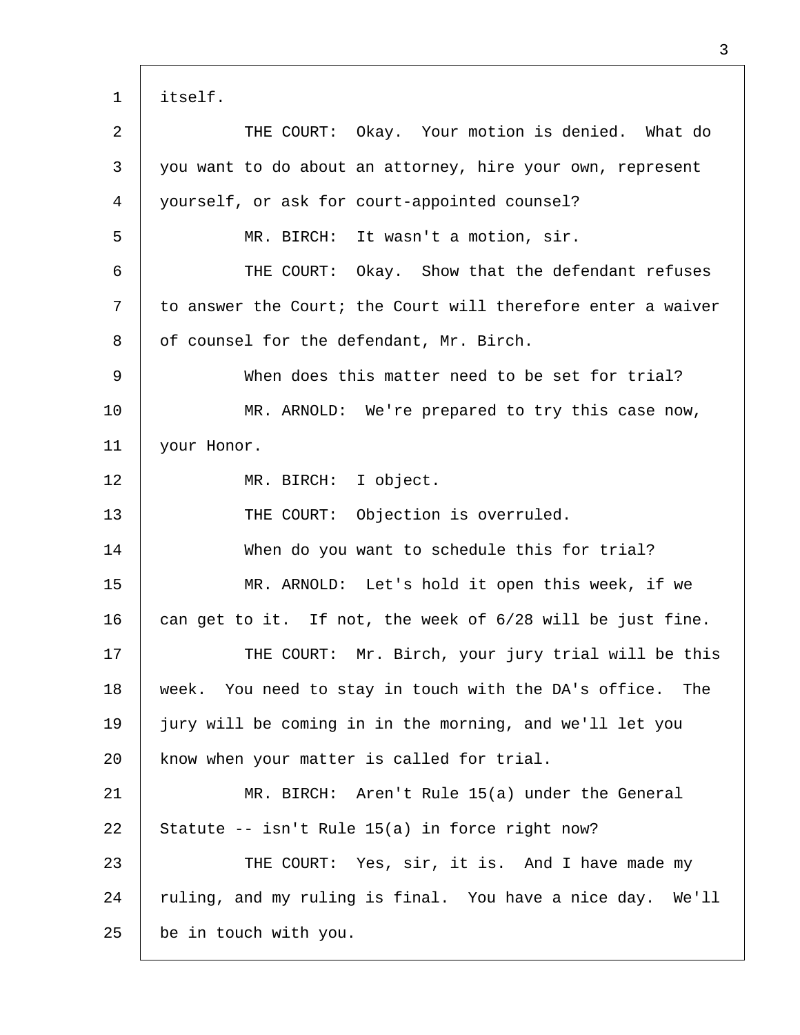itself.

THE COURT: Okay. Your motion is denied. What do you want to do about an attorney, hire your own, represent yourself, or ask for court-appointed counsel?

MR. BIRCH: It wasn't a motion, sir.

THE COURT: Okay. Show that the defendant refuses to answer the Court; the Court will therefore enter a waiver of counsel for the defendant, Mr. Birch.

When does this matter need to be set for trial?

MR. ARNOLD: We're prepared to try this case now, your Honor.

MR. BIRCH: I object.

THE COURT: Objection is overruled.

When do you want to schedule this for trial?

MR. ARNOLD: Let's hold it open this week, if we can get to it. If not, the week of 6/28 will be just fine.

THE COURT: Mr. Birch, your jury trial will be this week. You need to stay in touch with the DA's office. The jury will be coming in in the morning, and we'll let you know when your matter is called for trial.

MR. BIRCH: Aren't Rule 15(a) under the General Statute -- isn't Rule 15(a) in force right now?

THE COURT: Yes, sir, it is. And I have made my ruling, and my ruling is final. You have a nice day. We'll be in touch with you.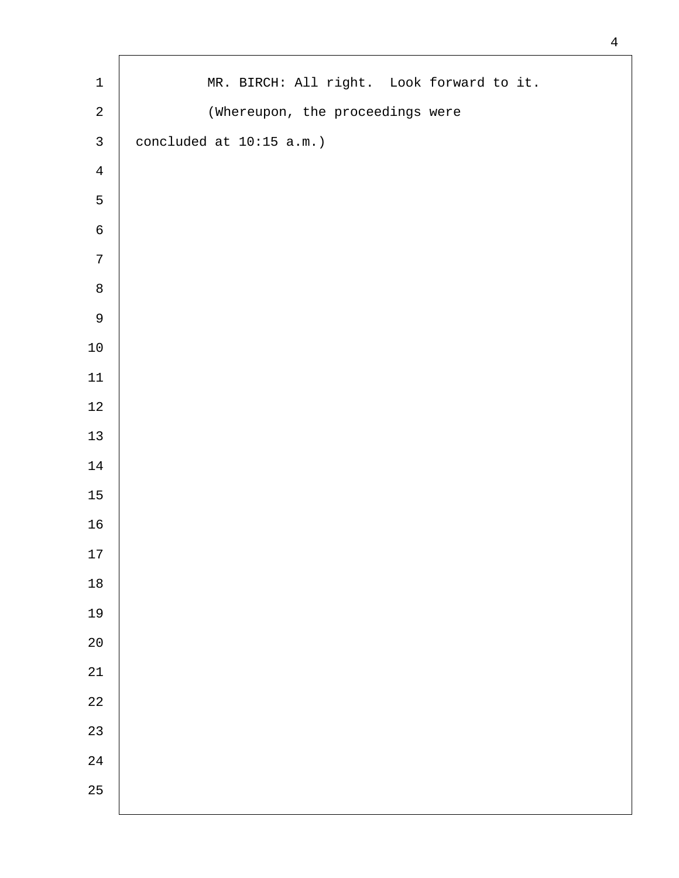MR. BIRCH: All right. Look forward to it.

(Whereupon, the proceedings were concluded at 10:15 a.m.)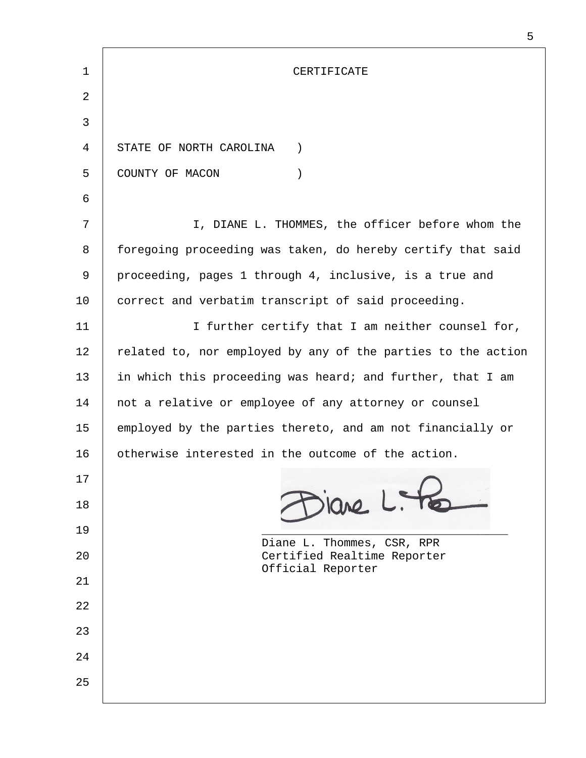# CERTIFICATE

STATE OF NORTH CAROLINA )
COUNTY OF MACON )

I, DIANE L. THOMMES, the officer before whom the foregoing proceeding was taken, do hereby certify that said proceeding, pages 1 through 4, inclusive, is a true and correct and verbatim transcript of said proceeding.

I further certify that I am neither counsel for, related to, nor employed by any of the parties to the action in which this proceeding was heard; and further, that I am not a relative or employee of any attorney or counsel employed by the parties thereto, and am not financially or otherwise interested in the outcome of the action.

Diane L. Thommes, CSR, RPR
Certified Realtime Reporter
Official Reporter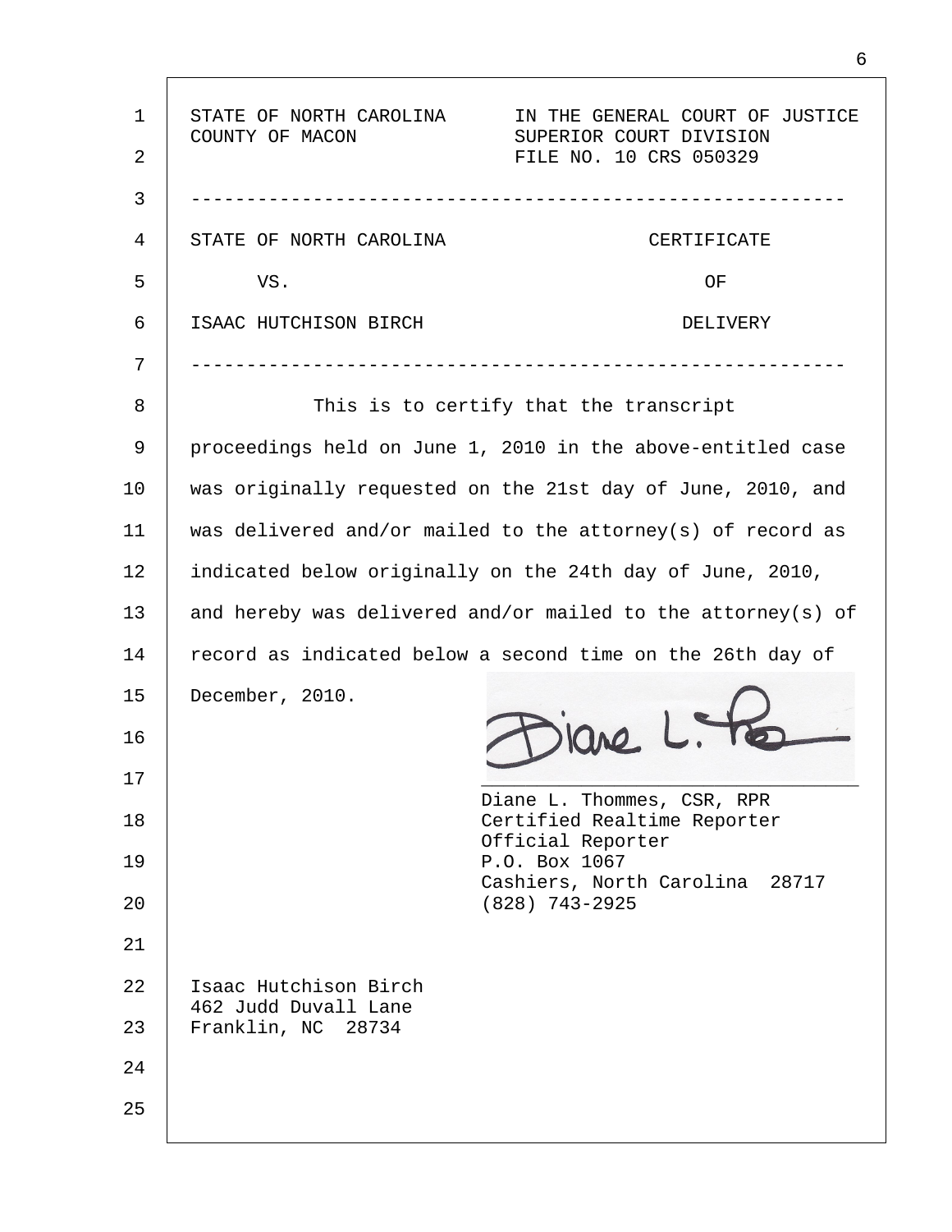STATE OF NORTH CAROLINA
COUNTY OF MACON

IN THE GENERAL COURT OF JUSTICE
SUPERIOR COURT DIVISION
FILE NO. 10 CRS 050329

---

STATE OF NORTH CAROLINA

VS.

ISAAC HUTCHISON BIRCH

CERTIFICATE OF DELIVERY

---

This is to certify that the transcript proceedings held on June 1, 2010 in the above-entitled case was originally requested on the 21st day of June, 2010, and was delivered and/or mailed to the attorney(s) of record as indicated below originally on the 24th day of June, 2010, and hereby was delivered and/or mailed to the attorney(s) of record as indicated below a second time on the 26th day of December, 2010.

Diane L. Thommes, CSR, RPR
Certified Realtime Reporter
Official Reporter
P.O. Box 1067
Cashiers, North Carolina 28717
(828) 743-2925

Isaac Hutchison Birch
462 Judd Duvall Lane
Franklin, NC 28734